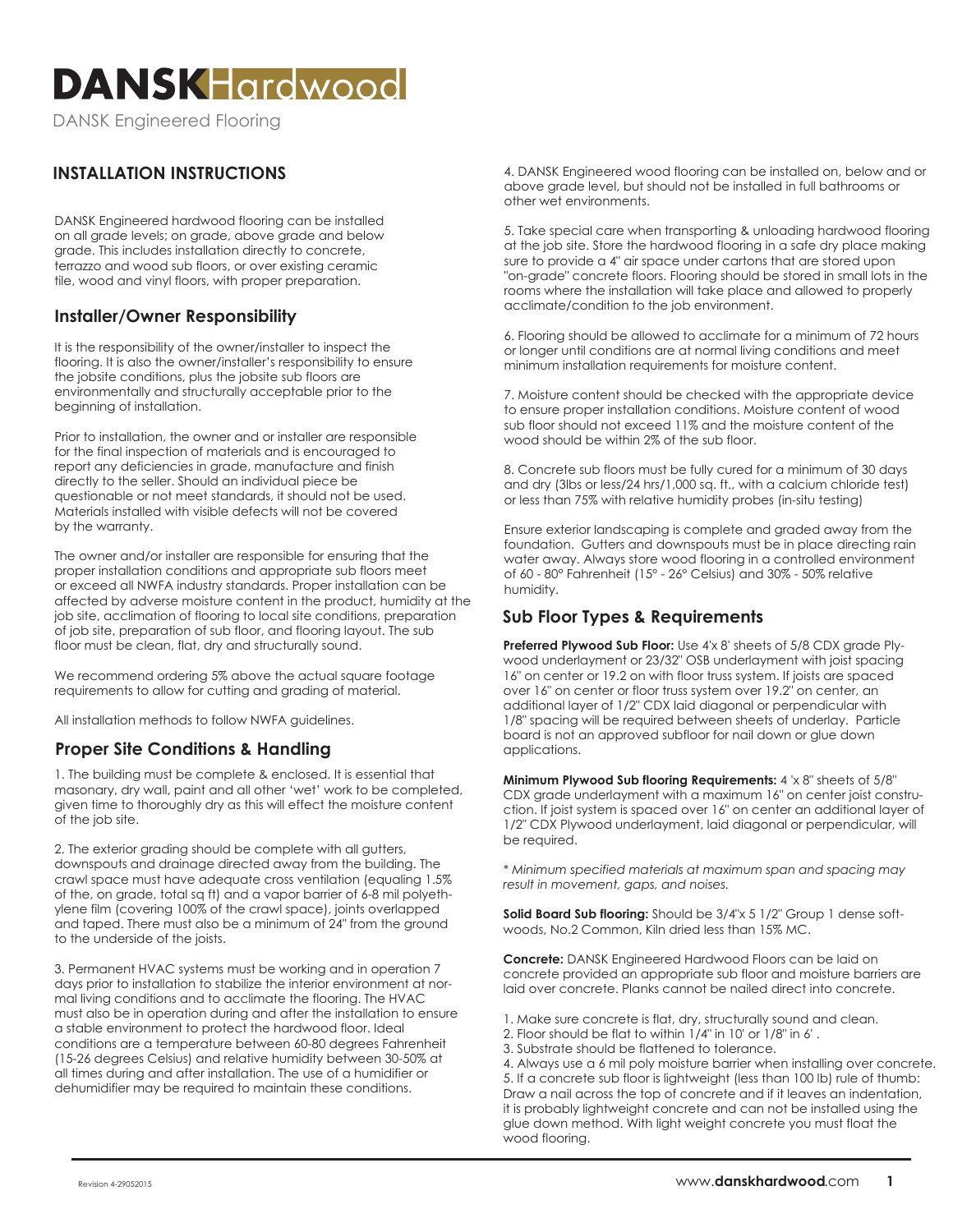# DANSK Hardwood

DANSK Engineered Flooring

## INSTALLATION INSTRUCTIONS

DANSK Engineered hardwood flooring can be installed on all grade levels; on grade, above grade and below grade. This includes installation directly to concrete, terrazzo and wood sub floors, or over existing ceramic tile, wood and vinyl floors, with proper preparation.

### Installer/Owner Responsibility

It is the responsibility of the owner/installer to inspect the flooring. It is also the owner/installer's responsibility to ensure the jobsite conditions, plus the jobsite sub floors are environmentally and structurally acceptable prior to the beginning of installation.

Prior to installation, the owner and or installer are responsible for the final inspection of materials and is encouraged to report any deficiencies in grade, manufacture and finish directly to the seller. Should an individual piece be questionable or not meet standards, it should not be used. Materials installed with visible defects will not be covered by the warranty.

The owner and/or installer are responsible for ensuring that the proper installation conditions and appropriate sub floors meet or exceed all NWFA industry standards. Proper installation can be affected by adverse moisture content in the product, humidity at the job site, acclimation of flooring to local site conditions, preparation of job site, preparation of sub floor, and flooring layout. The sub floor must be clean, flat, dry and structurally sound.

We recommend ordering 5% above the actual square footage requirements to allow for cutting and grading of material.

All installation methods to follow NWFA guidelines.

### Proper Site Conditions & Handling

1. The building must be complete & enclosed. It is essential that masonary, dry wall, paint and all other 'wet' work to be completed, given time to thoroughly dry as this will effect the moisture content of the job site.

2. The exterior grading should be complete with all gutters, downspouts and drainage directed away from the building. The crawl space must have adequate cross ventilation (equaling 1.5% of the, on grade, total sq ft) and a vapor barrier of 6-8 mil polyethylene film (covering 100% of the crawl space), joints overlapped and taped. There must also be a minimum of 24" from the ground to the underside of the joists.

3. Permanent HVAC systems must be working and in operation 7 days prior to installation to stabilize the interior environment at normal living conditions and to acclimate the flooring. The HVAC must also be in operation during and after the installation to ensure a stable environment to protect the hardwood floor. Ideal conditions are a temperature between 60-80 degrees Fahrenheit (15-26 degrees Celsius) and relative humidity between 30-50% at all times during and after installation. The use of a humidifier or dehumidifier may be required to maintain these conditions.

4. DANSK Engineered wood flooring can be installed on, below and or above grade level, but should not be installed in full bathrooms or other wet environments.

5. Take special care when transporting & unloading hardwood flooring at the job site. Store the hardwood flooring in a safe dry place making sure to provide a 4" air space under cartons that are stored upon "on-grade" concrete floors. Flooring should be stored in small lots in the rooms where the installation will take place and allowed to properly acclimate/condition to the job environment.

6. Flooring should be allowed to acclimate for a minimum of 72 hours or longer until conditions are at normal living conditions and meet minimum installation requirements for moisture content.

7. Moisture content should be checked with the appropriate device to ensure proper installation conditions. Moisture content of wood sub floor should not exceed 11% and the moisture content of the wood should be within 2% of the sub floor.

8. Concrete sub floors must be fully cured for a minimum of 30 days and dry (3lbs or less/24 hrs/1,000 sq. ft., with a calcium chloride test) or less than 75% with relative humidity probes (in-situ testing)

Ensure exterior landscaping is complete and graded away from the foundation. Gutters and downspouts must be in place directing rain water away. Always store wood flooring in a controlled environment of 60 - 80° Fahrenheit (15° - 26° Celsius) and 30% - 50% relative humidity.

### Sub Floor Types & Requirements

**Preferred Plywood Sub Floor:** Use 4'x 8' sheets of 5/8 CDX grade Plywood underlayment or 23/32" OSB underlayment with joist spacing 16" on center or 19.2 on with floor truss system. If joists are spaced over 16" on center or floor truss system over 19.2" on center, an additional layer of 1/2" CDX laid diagonal or perpendicular with 1/8" spacing will be required between sheets of underlay. Particle board is not an approved subfloor for nail down or glue down applications.

**Minimum Plywood Sub flooring Requirements:** 4 'x 8" sheets of 5/8" CDX grade underlayment with a maximum 16" on center joist construction. If joist system is spaced over 16" on center an additional layer of 1/2" CDX Plywood underlayment, laid diagonal or perpendicular, will be required.

*\* Minimum specified materials at maximum span and spacing may result in movement, gaps, and noises.*

**Solid Board Sub flooring:** Should be 3/4"x 5 1/2" Group 1 dense softwoods, No.2 Common, Kiln dried less than 15% MC.

**Concrete:** DANSK Engineered Hardwood Floors can be laid on concrete provided an appropriate sub floor and moisture barriers are laid over concrete. Planks cannot be nailed direct into concrete.

1. Make sure concrete is flat, dry, structurally sound and clean.
2. Floor should be flat to within 1/4" in 10' or 1/8" in 6' .
3. Substrate should be flattened to tolerance.
4. Always use a 6 mil poly moisture barrier when installing over concrete.
5. If a concrete sub floor is lightweight (less than 100 lb) rule of thumb: Draw a nail across the top of concrete and if it leaves an indentation, it is probably lightweight concrete and can not be installed using the glue down method. With light weight concrete you must float the wood flooring.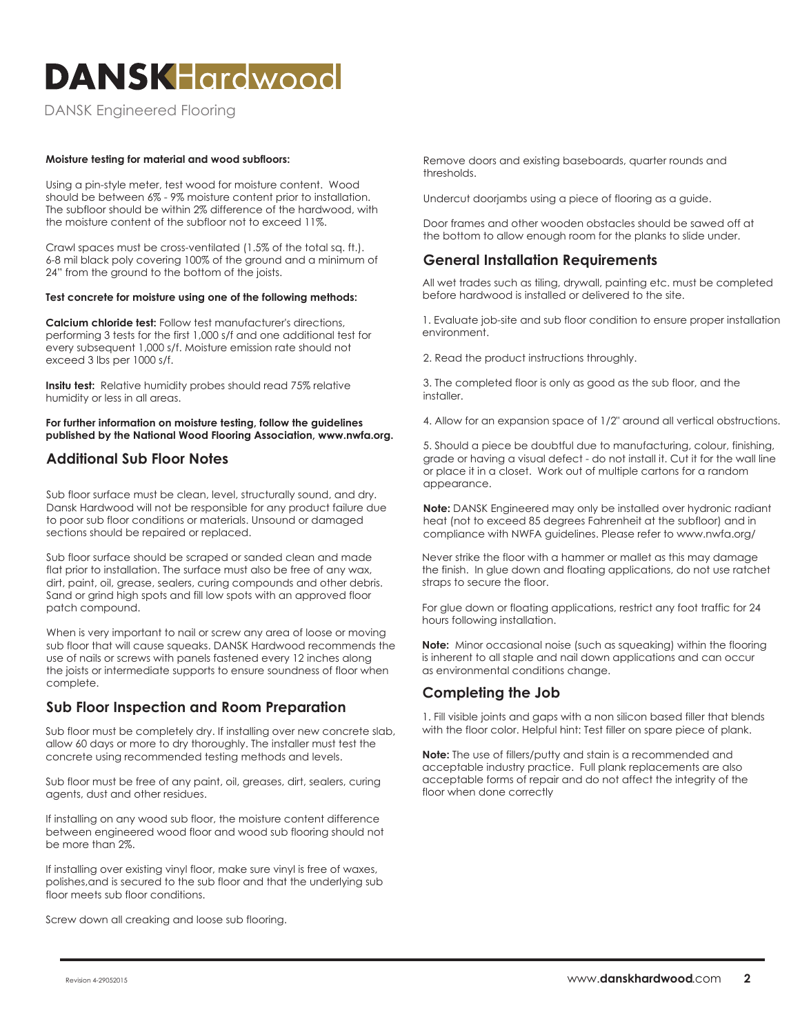# DANSKHardwood

DANSK Engineered Flooring

**Moisture testing for material and wood subfloors:**

Using a pin-style meter, test wood for moisture content. Wood should be between 6% - 9% moisture content prior to installation. The subfloor should be within 2% difference of the hardwood, with the moisture content of the subfloor not to exceed 11%.

Crawl spaces must be cross-ventilated (1.5% of the total sq. ft.). 6-8 mil black poly covering 100% of the ground and a minimum of 24" from the ground to the bottom of the joists.

**Test concrete for moisture using one of the following methods:**

**Calcium chloride test:** Follow test manufacturer's directions, performing 3 tests for the first 1,000 s/f and one additional test for every subsequent 1,000 s/f. Moisture emission rate should not exceed 3 lbs per 1000 s/f.

**Insitu test:** Relative humidity probes should read 75% relative humidity or less in all areas.

**For further information on moisture testing, follow the guidelines published by the National Wood Flooring Association, www.nwfa.org.**

## Additional Sub Floor Notes

Sub floor surface must be clean, level, structurally sound, and dry. Dansk Hardwood will not be responsible for any product failure due to poor sub floor conditions or materials. Unsound or damaged sections should be repaired or replaced.

Sub floor surface should be scraped or sanded clean and made flat prior to installation. The surface must also be free of any wax, dirt, paint, oil, grease, sealers, curing compounds and other debris. Sand or grind high spots and fill low spots with an approved floor patch compound.

When is very important to nail or screw any area of loose or moving sub floor that will cause squeaks. DANSK Hardwood recommends the use of nails or screws with panels fastened every 12 inches along the joists or intermediate supports to ensure soundness of floor when complete.

## Sub Floor Inspection and Room Preparation

Sub floor must be completely dry. If installing over new concrete slab, allow 60 days or more to dry thoroughly. The installer must test the concrete using recommended testing methods and levels.

Sub floor must be free of any paint, oil, greases, dirt, sealers, curing agents, dust and other residues.

If installing on any wood sub floor, the moisture content difference between engineered wood floor and wood sub flooring should not be more than 2%.

If installing over existing vinyl floor, make sure vinyl is free of waxes, polishes,and is secured to the sub floor and that the underlying sub floor meets sub floor conditions.

Screw down all creaking and loose sub flooring.

Remove doors and existing baseboards, quarter rounds and thresholds.

Undercut doorjambs using a piece of flooring as a guide.

Door frames and other wooden obstacles should be sawed off at the bottom to allow enough room for the planks to slide under.

## General Installation Requirements

All wet trades such as tiling, drywall, painting etc. must be completed before hardwood is installed or delivered to the site.

1. Evaluate job-site and sub floor condition to ensure proper installation environment.

2. Read the product instructions throughly.

3. The completed floor is only as good as the sub floor, and the installer.

4. Allow for an expansion space of 1/2" around all vertical obstructions.

5. Should a piece be doubtful due to manufacturing, colour, finishing, grade or having a visual defect - do not install it. Cut it for the wall line or place it in a closet. Work out of multiple cartons for a random appearance.

**Note:** DANSK Engineered may only be installed over hydronic radiant heat (not to exceed 85 degrees Fahrenheit at the subfloor) and in compliance with NWFA guidelines. Please refer to www.nwfa.org/

Never strike the floor with a hammer or mallet as this may damage the finish. In glue down and floating applications, do not use ratchet straps to secure the floor.

For glue down or floating applications, restrict any foot traffic for 24 hours following installation.

**Note:** Minor occasional noise (such as squeaking) within the flooring is inherent to all staple and nail down applications and can occur as environmental conditions change.

## Completing the Job

1. Fill visible joints and gaps with a non silicon based filler that blends with the floor color. Helpful hint: Test filler on spare piece of plank.

**Note:** The use of fillers/putty and stain is a recommended and acceptable industry practice. Full plank replacements are also acceptable forms of repair and do not affect the integrity of the floor when done correctly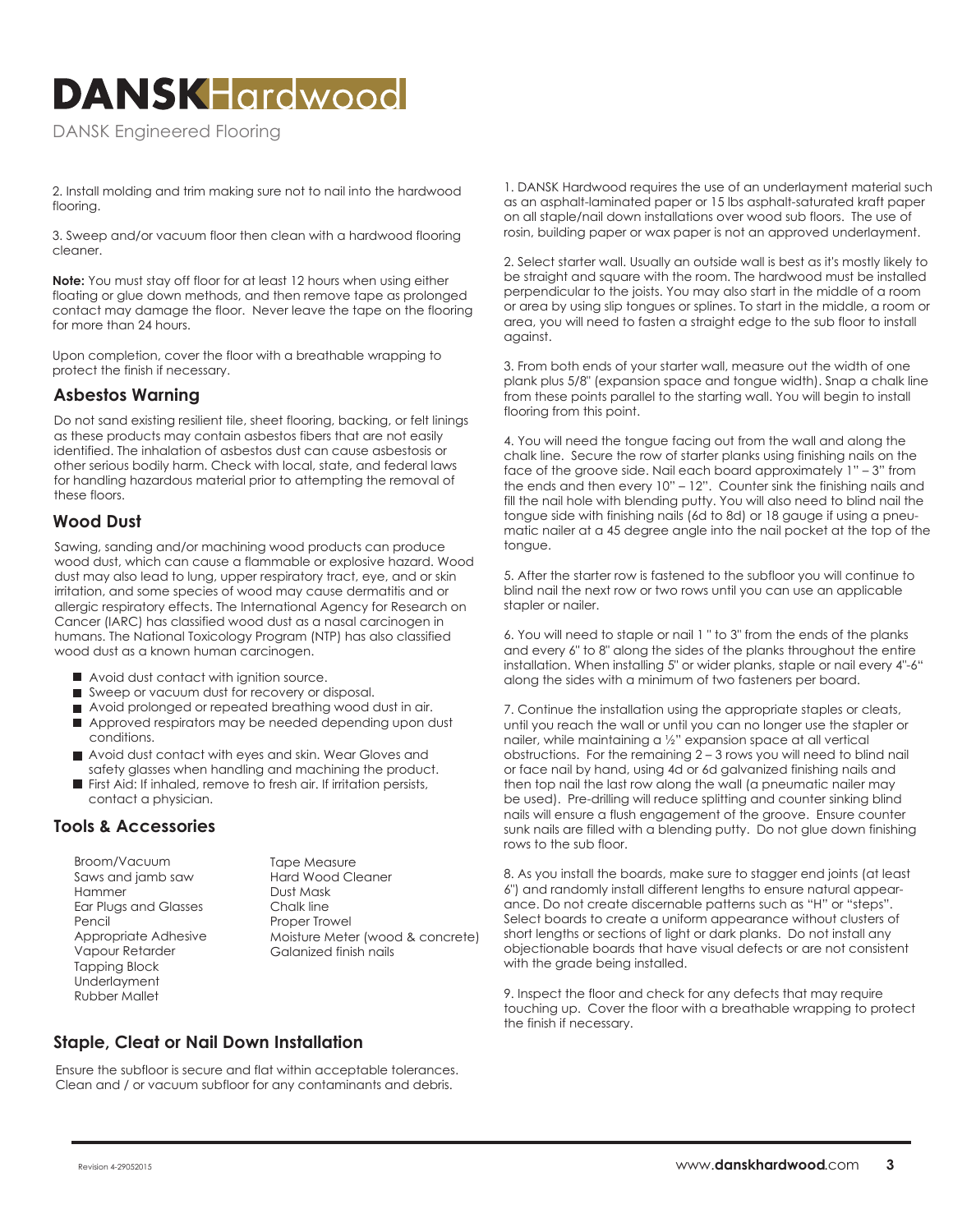2. Install molding and trim making sure not to nail into the hardwood flooring.

3. Sweep and/or vacuum floor then clean with a hardwood flooring cleaner.

**Note:** You must stay off floor for at least 12 hours when using either floating or glue down methods, and then remove tape as prolonged contact may damage the floor. Never leave the tape on the flooring for more than 24 hours.

Upon completion, cover the floor with a breathable wrapping to protect the finish if necessary.

## Asbestos Warning

Do not sand existing resilient tile, sheet flooring, backing, or felt linings as these products may contain asbestos fibers that are not easily identified. The inhalation of asbestos dust can cause asbestosis or other serious bodily harm. Check with local, state, and federal laws for handling hazardous material prior to attempting the removal of these floors.

## Wood Dust

Sawing, sanding and/or machining wood products can produce wood dust, which can cause a flammable or explosive hazard. Wood dust may also lead to lung, upper respiratory tract, eye, and or skin irritation, and some species of wood may cause dermatitis and or allergic respiratory effects. The International Agency for Research on Cancer (IARC) has classified wood dust as a nasal carcinogen in humans. The National Toxicology Program (NTP) has also classified wood dust as a known human carcinogen.

- Avoid dust contact with ignition source.
- Sweep or vacuum dust for recovery or disposal.
- Avoid prolonged or repeated breathing wood dust in air.
- Approved respirators may be needed depending upon dust conditions.
- Avoid dust contact with eyes and skin. Wear Gloves and safety glasses when handling and machining the product.
- First Aid: If inhaled, remove to fresh air. If irritation persists, contact a physician.

## Tools & Accessories

Broom/Vacuum
Saws and jamb saw
Hammer
Ear Plugs and Glasses
Pencil
Appropriate Adhesive
Vapour Retarder
Tapping Block
Underlayment
Rubber Mallet
Tape Measure
Hard Wood Cleaner
Dust Mask
Chalk line
Proper Trowel
Moisture Meter (wood & concrete)
Galanized finish nails

## Staple, Cleat or Nail Down Installation

Ensure the subfloor is secure and flat within acceptable tolerances. Clean and / or vacuum subfloor for any contaminants and debris.

1. DANSK Hardwood requires the use of an underlayment material such as an asphalt-laminated paper or 15 lbs asphalt-saturated kraft paper on all staple/nail down installations over wood sub floors. The use of rosin, building paper or wax paper is not an approved underlayment.

2. Select starter wall. Usually an outside wall is best as it's mostly likely to be straight and square with the room. The hardwood must be installed perpendicular to the joists. You may also start in the middle of a room or area by using slip tongues or splines. To start in the middle, a room or area, you will need to fasten a straight edge to the sub floor to install against.

3. From both ends of your starter wall, measure out the width of one plank plus 5/8" (expansion space and tongue width). Snap a chalk line from these points parallel to the starting wall. You will begin to install flooring from this point.

4. You will need the tongue facing out from the wall and along the chalk line. Secure the row of starter planks using finishing nails on the face of the groove side. Nail each board approximately 1" – 3" from the ends and then every 10" – 12". Counter sink the finishing nails and fill the nail hole with blending putty. You will also need to blind nail the tongue side with finishing nails (6d to 8d) or 18 gauge if using a pneumatic nailer at a 45 degree angle into the nail pocket at the top of the tongue.

5. After the starter row is fastened to the subfloor you will continue to blind nail the next row or two rows until you can use an applicable stapler or nailer.

6. You will need to staple or nail 1 " to 3" from the ends of the planks and every 6" to 8" along the sides of the planks throughout the entire installation. When installing 5" or wider planks, staple or nail every 4"-6" along the sides with a minimum of two fasteners per board.

7. Continue the installation using the appropriate staples or cleats, until you reach the wall or until you can no longer use the stapler or nailer, while maintaining a ½" expansion space at all vertical obstructions. For the remaining 2 – 3 rows you will need to blind nail or face nail by hand, using 4d or 6d galvanized finishing nails and then top nail the last row along the wall (a pneumatic nailer may be used). Pre-drilling will reduce splitting and counter sinking blind nails will ensure a flush engagement of the groove. Ensure counter sunk nails are filled with a blending putty. Do not glue down finishing rows to the sub floor.

8. As you install the boards, make sure to stagger end joints (at least 6") and randomly install different lengths to ensure natural appearance. Do not create discernable patterns such as "H" or "steps". Select boards to create a uniform appearance without clusters of short lengths or sections of light or dark planks. Do not install any objectionable boards that have visual defects or are not consistent with the grade being installed.

9. Inspect the floor and check for any defects that may require touching up. Cover the floor with a breathable wrapping to protect the finish if necessary.